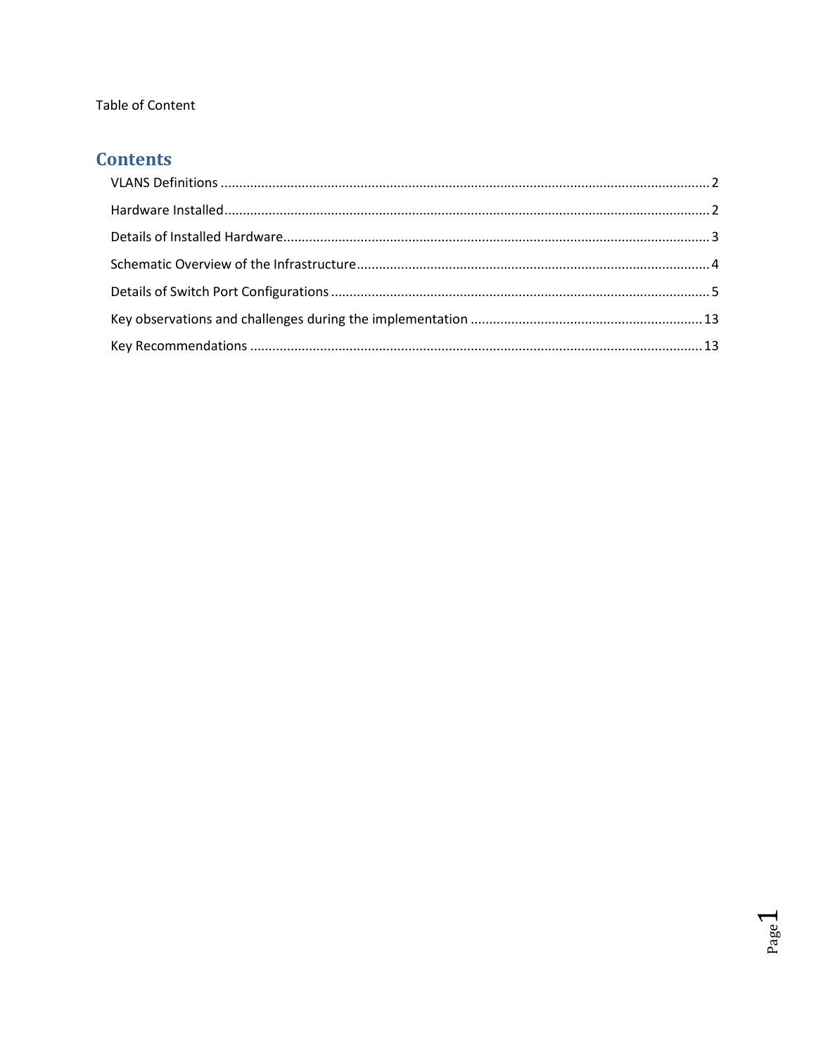Table of Content

# Contents

- VLANS Definitions ........ 2
- Hardware Installed ........ 2
- Details of Installed Hardware ........ 3
- Schematic Overview of the Infrastructure ........ 4
- Details of Switch Port Configurations ........ 5
- Key observations and challenges during the implementation ........ 13
- Key Recommendations ........ 13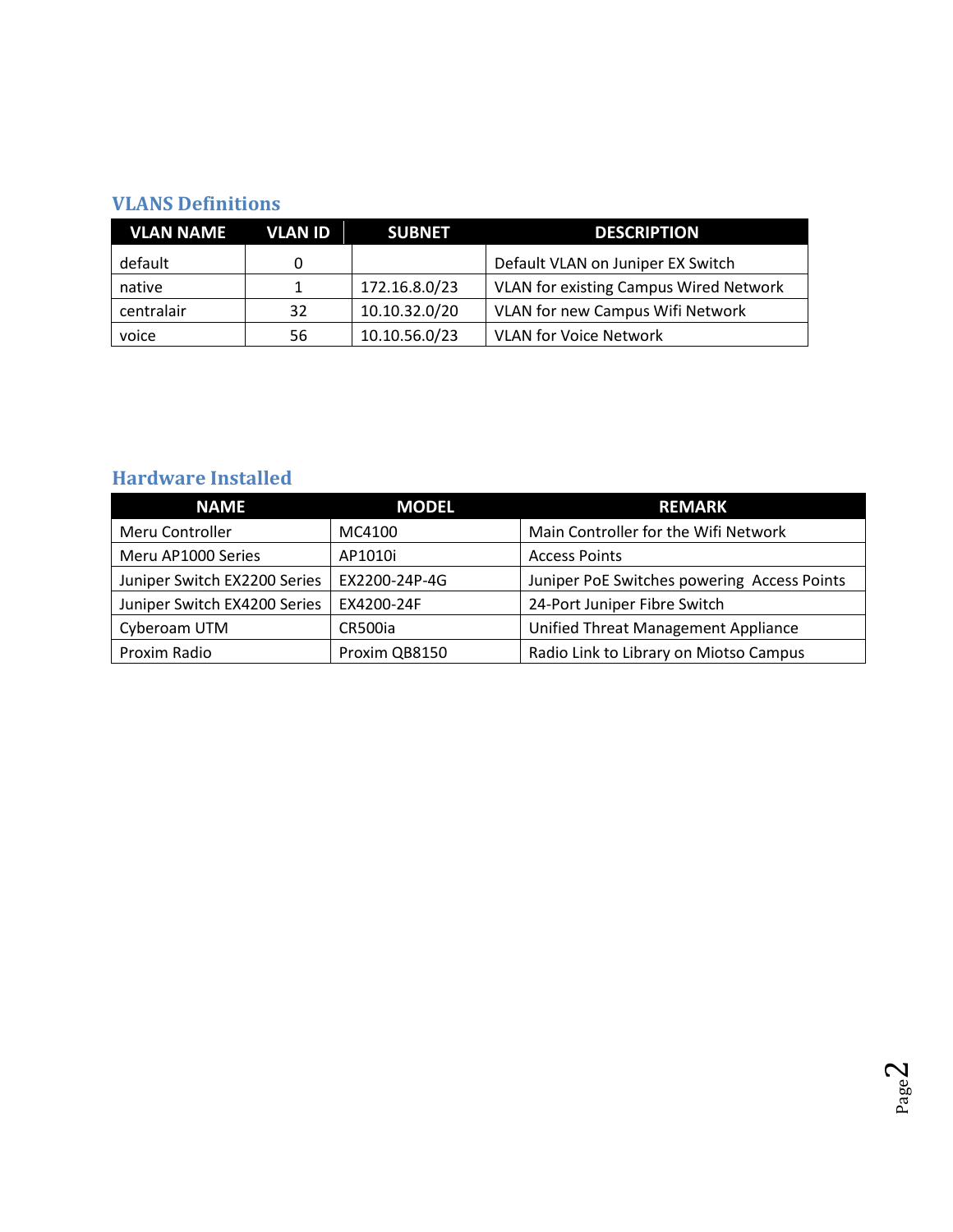## VLANS Definitions

| VLAN NAME | VLAN ID | SUBNET | DESCRIPTION |
|---|---|---|---|
| default | 0 | | Default VLAN on Juniper EX Switch |
| native | 1 | 172.16.8.0/23 | VLAN for existing Campus Wired Network |
| centralair | 32 | 10.10.32.0/20 | VLAN for new Campus Wifi Network |
| voice | 56 | 10.10.56.0/23 | VLAN for Voice Network |

## Hardware Installed

| NAME | MODEL | REMARK |
|---|---|---|
| Meru Controller | MC4100 | Main Controller for the Wifi Network |
| Meru AP1000 Series | AP1010i | Access Points |
| Juniper Switch EX2200 Series | EX2200-24P-4G | Juniper PoE Switches powering Access Points |
| Juniper Switch EX4200 Series | EX4200-24F | 24-Port Juniper Fibre Switch |
| Cyberoam UTM | CR500ia | Unified Threat Management Appliance |
| Proxim Radio | Proxim QB8150 | Radio Link to Library on Miotso Campus |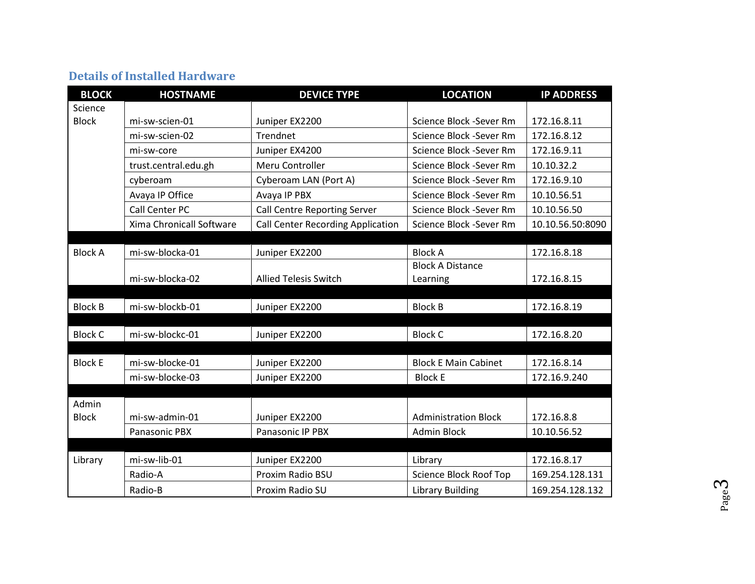## Details of Installed Hardware

| BLOCK | HOSTNAME | DEVICE TYPE | LOCATION | IP ADDRESS |
|---|---|---|---|---|
| Science Block | mi-sw-scien-01 | Juniper EX2200 | Science Block -Sever Rm | 172.16.8.11 |
| | mi-sw-scien-02 | Trendnet | Science Block -Sever Rm | 172.16.8.12 |
| | mi-sw-core | Juniper EX4200 | Science Block -Sever Rm | 172.16.9.11 |
| | trust.central.edu.gh | Meru Controller | Science Block -Sever Rm | 10.10.32.2 |
| | cyberoam | Cyberoam LAN (Port A) | Science Block -Sever Rm | 172.16.9.10 |
| | Avaya IP Office | Avaya IP PBX | Science Block -Sever Rm | 10.10.56.51 |
| | Call Center PC | Call Centre Reporting Server | Science Block -Sever Rm | 10.10.56.50 |
| | Xima Chronicall Software | Call Center Recording Application | Science Block -Sever Rm | 10.10.56.50:8090 |
| | | | | |
| Block A | mi-sw-blocka-01 | Juniper EX2200 | Block A | 172.16.8.18 |
| | mi-sw-blocka-02 | Allied Telesis Switch | Block A Distance Learning | 172.16.8.15 |
| | | | | |
| Block B | mi-sw-blockb-01 | Juniper EX2200 | Block B | 172.16.8.19 |
| | | | | |
| Block C | mi-sw-blockc-01 | Juniper EX2200 | Block C | 172.16.8.20 |
| | | | | |
| Block E | mi-sw-blocke-01 | Juniper EX2200 | Block E Main Cabinet | 172.16.8.14 |
| | mi-sw-blocke-03 | Juniper EX2200 | Block E | 172.16.9.240 |
| | | | | |
| Admin Block | mi-sw-admin-01 | Juniper EX2200 | Administration Block | 172.16.8.8 |
| | Panasonic PBX | Panasonic IP PBX | Admin Block | 10.10.56.52 |
| | | | | |
| Library | mi-sw-lib-01 | Juniper EX2200 | Library | 172.16.8.17 |
| | Radio-A | Proxim Radio BSU | Science Block Roof Top | 169.254.128.131 |
| | Radio-B | Proxim Radio SU | Library Building | 169.254.128.132 |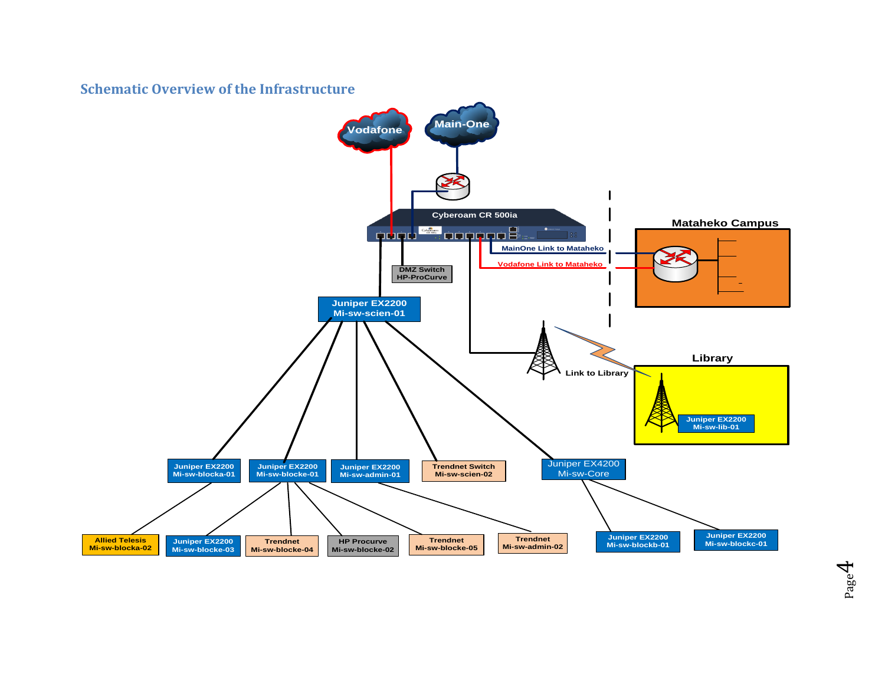## Schematic Overview of the Infrastructure

Vodafone

Main-One

Cyberoam CR 500ia

MainOne Link to Mataheko

Vodafone Link to Mataheko

Mataheko Campus

DMZ Switch
HP-ProCurve

Juniper EX2200
Mi-sw-scien-01

Link to Library

Library

Juniper EX2200
Mi-sw-lib-01

Juniper EX2200
Mi-sw-blocka-01

Juniper EX2200
Mi-sw-blocke-01

Juniper EX2200
Mi-sw-admin-01

Trendnet Switch
Mi-sw-scien-02

Juniper EX4200
Mi-sw-Core

Allied Telesis
Mi-sw-blocka-02

Juniper EX2200
Mi-sw-blocke-03

Trendnet
Mi-sw-blocke-04

HP Procurve
Mi-sw-blocke-02

Trendnet
Mi-sw-blocke-05

Trendnet
Mi-sw-admin-02

Juniper EX2200
Mi-sw-blockb-01

Juniper EX2200
Mi-sw-blockc-01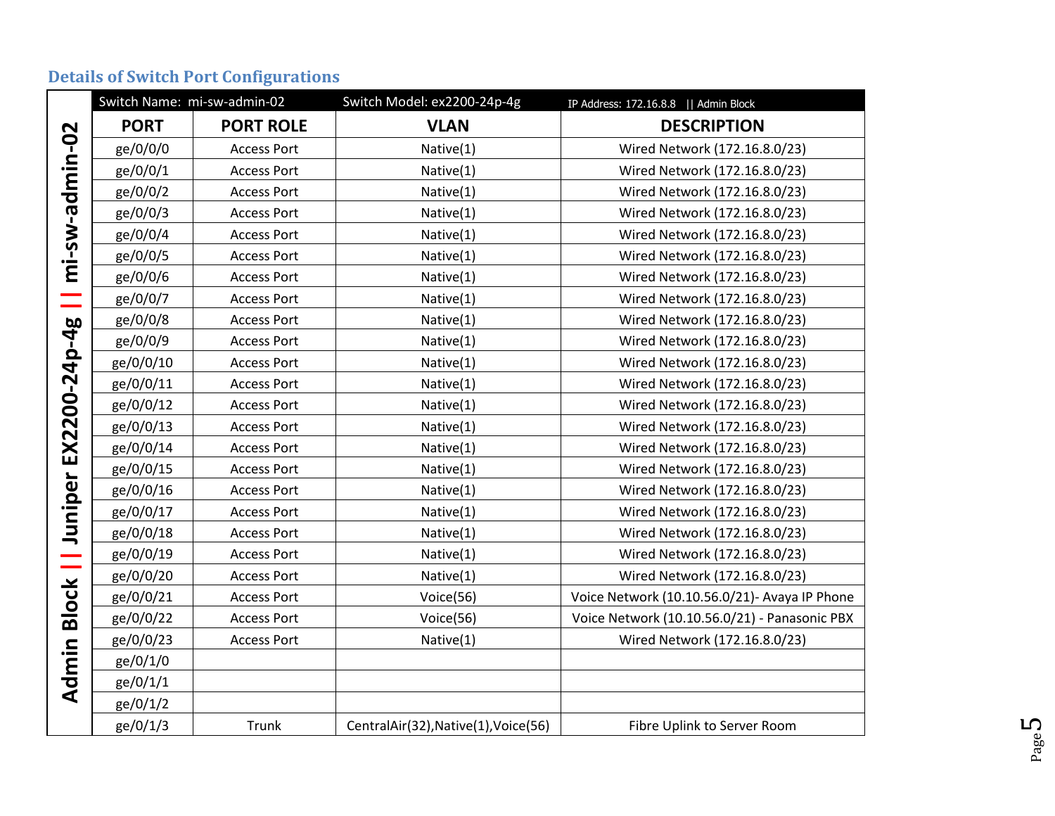## Details of Switch Port Configurations

Admin Block || Juniper EX2200-24p-4g || mi-sw-admin-02

| Switch Name: mi-sw-admin-02 | | Switch Model: ex2200-24p-4g | IP Address: 172.16.8.8 \|\| Admin Block |
|---|---|---|---|
| **PORT** | **PORT ROLE** | **VLAN** | **DESCRIPTION** |
| ge/0/0/0 | Access Port | Native(1) | Wired Network (172.16.8.0/23) |
| ge/0/0/1 | Access Port | Native(1) | Wired Network (172.16.8.0/23) |
| ge/0/0/2 | Access Port | Native(1) | Wired Network (172.16.8.0/23) |
| ge/0/0/3 | Access Port | Native(1) | Wired Network (172.16.8.0/23) |
| ge/0/0/4 | Access Port | Native(1) | Wired Network (172.16.8.0/23) |
| ge/0/0/5 | Access Port | Native(1) | Wired Network (172.16.8.0/23) |
| ge/0/0/6 | Access Port | Native(1) | Wired Network (172.16.8.0/23) |
| ge/0/0/7 | Access Port | Native(1) | Wired Network (172.16.8.0/23) |
| ge/0/0/8 | Access Port | Native(1) | Wired Network (172.16.8.0/23) |
| ge/0/0/9 | Access Port | Native(1) | Wired Network (172.16.8.0/23) |
| ge/0/0/10 | Access Port | Native(1) | Wired Network (172.16.8.0/23) |
| ge/0/0/11 | Access Port | Native(1) | Wired Network (172.16.8.0/23) |
| ge/0/0/12 | Access Port | Native(1) | Wired Network (172.16.8.0/23) |
| ge/0/0/13 | Access Port | Native(1) | Wired Network (172.16.8.0/23) |
| ge/0/0/14 | Access Port | Native(1) | Wired Network (172.16.8.0/23) |
| ge/0/0/15 | Access Port | Native(1) | Wired Network (172.16.8.0/23) |
| ge/0/0/16 | Access Port | Native(1) | Wired Network (172.16.8.0/23) |
| ge/0/0/17 | Access Port | Native(1) | Wired Network (172.16.8.0/23) |
| ge/0/0/18 | Access Port | Native(1) | Wired Network (172.16.8.0/23) |
| ge/0/0/19 | Access Port | Native(1) | Wired Network (172.16.8.0/23) |
| ge/0/0/20 | Access Port | Native(1) | Wired Network (172.16.8.0/23) |
| ge/0/0/21 | Access Port | Voice(56) | Voice Network (10.10.56.0/21)- Avaya IP Phone |
| ge/0/0/22 | Access Port | Voice(56) | Voice Network (10.10.56.0/21) - Panasonic PBX |
| ge/0/0/23 | Access Port | Native(1) | Wired Network (172.16.8.0/23) |
| ge/0/1/0 | | | |
| ge/0/1/1 | | | |
| ge/0/1/2 | | | |
| ge/0/1/3 | Trunk | CentralAir(32),Native(1),Voice(56) | Fibre Uplink to Server Room |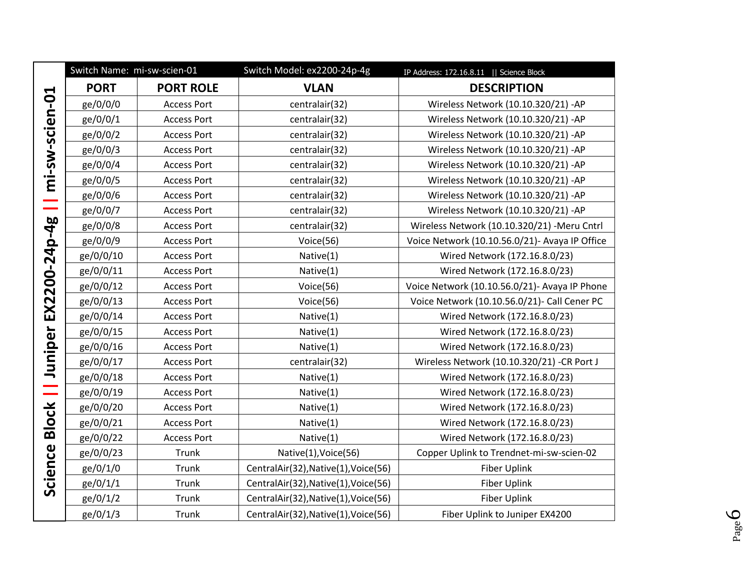# Science Block || Juniper EX2200-24p-4g || mi-sw-scien-01

| Switch Name: mi-sw-scien-01 | | Switch Model: ex2200-24p-4g | IP Address: 172.16.8.11 \|\| Science Block |
|---|---|---|---|
| **PORT** | **PORT ROLE** | **VLAN** | **DESCRIPTION** |
| ge/0/0/0 | Access Port | centralair(32) | Wireless Network (10.10.320/21) -AP |
| ge/0/0/1 | Access Port | centralair(32) | Wireless Network (10.10.320/21) -AP |
| ge/0/0/2 | Access Port | centralair(32) | Wireless Network (10.10.320/21) -AP |
| ge/0/0/3 | Access Port | centralair(32) | Wireless Network (10.10.320/21) -AP |
| ge/0/0/4 | Access Port | centralair(32) | Wireless Network (10.10.320/21) -AP |
| ge/0/0/5 | Access Port | centralair(32) | Wireless Network (10.10.320/21) -AP |
| ge/0/0/6 | Access Port | centralair(32) | Wireless Network (10.10.320/21) -AP |
| ge/0/0/7 | Access Port | centralair(32) | Wireless Network (10.10.320/21) -AP |
| ge/0/0/8 | Access Port | centralair(32) | Wireless Network (10.10.320/21) -Meru Cntrl |
| ge/0/0/9 | Access Port | Voice(56) | Voice Network (10.10.56.0/21)- Avaya IP Office |
| ge/0/0/10 | Access Port | Native(1) | Wired Network (172.16.8.0/23) |
| ge/0/0/11 | Access Port | Native(1) | Wired Network (172.16.8.0/23) |
| ge/0/0/12 | Access Port | Voice(56) | Voice Network (10.10.56.0/21)- Avaya IP Phone |
| ge/0/0/13 | Access Port | Voice(56) | Voice Network (10.10.56.0/21)- Call Cener PC |
| ge/0/0/14 | Access Port | Native(1) | Wired Network (172.16.8.0/23) |
| ge/0/0/15 | Access Port | Native(1) | Wired Network (172.16.8.0/23) |
| ge/0/0/16 | Access Port | Native(1) | Wired Network (172.16.8.0/23) |
| ge/0/0/17 | Access Port | centralair(32) | Wireless Network (10.10.320/21) -CR Port J |
| ge/0/0/18 | Access Port | Native(1) | Wired Network (172.16.8.0/23) |
| ge/0/0/19 | Access Port | Native(1) | Wired Network (172.16.8.0/23) |
| ge/0/0/20 | Access Port | Native(1) | Wired Network (172.16.8.0/23) |
| ge/0/0/21 | Access Port | Native(1) | Wired Network (172.16.8.0/23) |
| ge/0/0/22 | Access Port | Native(1) | Wired Network (172.16.8.0/23) |
| ge/0/0/23 | Trunk | Native(1),Voice(56) | Copper Uplink to Trendnet-mi-sw-scien-02 |
| ge/0/1/0 | Trunk | CentralAir(32),Native(1),Voice(56) | Fiber Uplink |
| ge/0/1/1 | Trunk | CentralAir(32),Native(1),Voice(56) | Fiber Uplink |
| ge/0/1/2 | Trunk | CentralAir(32),Native(1),Voice(56) | Fiber Uplink |
| ge/0/1/3 | Trunk | CentralAir(32),Native(1),Voice(56) | Fiber Uplink to Juniper EX4200 |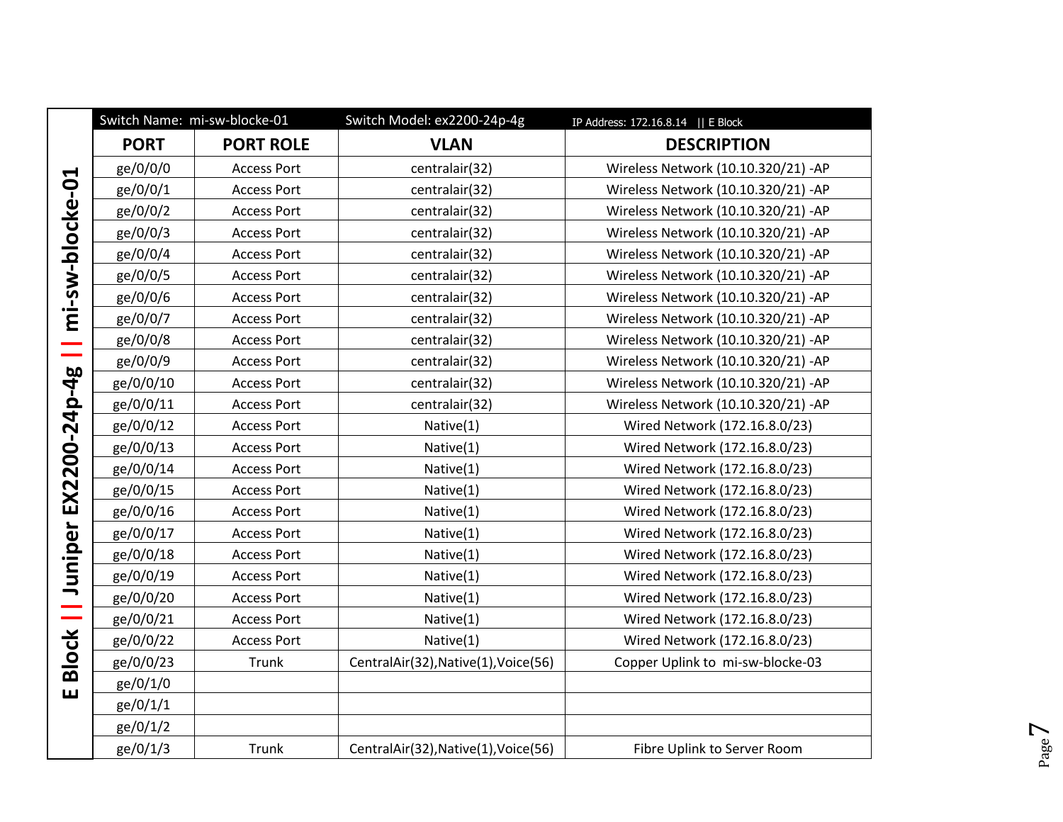## E Block || Juniper EX2200-24p-4g || mi-sw-blocke-01

| Switch Name: mi-sw-blocke-01 | | Switch Model: ex2200-24p-4g | IP Address: 172.16.8.14 \|\| E Block |
|---|---|---|---|
| **PORT** | **PORT ROLE** | **VLAN** | **DESCRIPTION** |
| ge/0/0/0 | Access Port | centralair(32) | Wireless Network (10.10.320/21) -AP |
| ge/0/0/1 | Access Port | centralair(32) | Wireless Network (10.10.320/21) -AP |
| ge/0/0/2 | Access Port | centralair(32) | Wireless Network (10.10.320/21) -AP |
| ge/0/0/3 | Access Port | centralair(32) | Wireless Network (10.10.320/21) -AP |
| ge/0/0/4 | Access Port | centralair(32) | Wireless Network (10.10.320/21) -AP |
| ge/0/0/5 | Access Port | centralair(32) | Wireless Network (10.10.320/21) -AP |
| ge/0/0/6 | Access Port | centralair(32) | Wireless Network (10.10.320/21) -AP |
| ge/0/0/7 | Access Port | centralair(32) | Wireless Network (10.10.320/21) -AP |
| ge/0/0/8 | Access Port | centralair(32) | Wireless Network (10.10.320/21) -AP |
| ge/0/0/9 | Access Port | centralair(32) | Wireless Network (10.10.320/21) -AP |
| ge/0/0/10 | Access Port | centralair(32) | Wireless Network (10.10.320/21) -AP |
| ge/0/0/11 | Access Port | centralair(32) | Wireless Network (10.10.320/21) -AP |
| ge/0/0/12 | Access Port | Native(1) | Wired Network (172.16.8.0/23) |
| ge/0/0/13 | Access Port | Native(1) | Wired Network (172.16.8.0/23) |
| ge/0/0/14 | Access Port | Native(1) | Wired Network (172.16.8.0/23) |
| ge/0/0/15 | Access Port | Native(1) | Wired Network (172.16.8.0/23) |
| ge/0/0/16 | Access Port | Native(1) | Wired Network (172.16.8.0/23) |
| ge/0/0/17 | Access Port | Native(1) | Wired Network (172.16.8.0/23) |
| ge/0/0/18 | Access Port | Native(1) | Wired Network (172.16.8.0/23) |
| ge/0/0/19 | Access Port | Native(1) | Wired Network (172.16.8.0/23) |
| ge/0/0/20 | Access Port | Native(1) | Wired Network (172.16.8.0/23) |
| ge/0/0/21 | Access Port | Native(1) | Wired Network (172.16.8.0/23) |
| ge/0/0/22 | Access Port | Native(1) | Wired Network (172.16.8.0/23) |
| ge/0/0/23 | Trunk | CentralAir(32),Native(1),Voice(56) | Copper Uplink to mi-sw-blocke-03 |
| ge/0/1/0 | | | |
| ge/0/1/1 | | | |
| ge/0/1/2 | | | |
| ge/0/1/3 | Trunk | CentralAir(32),Native(1),Voice(56) | Fibre Uplink to Server Room |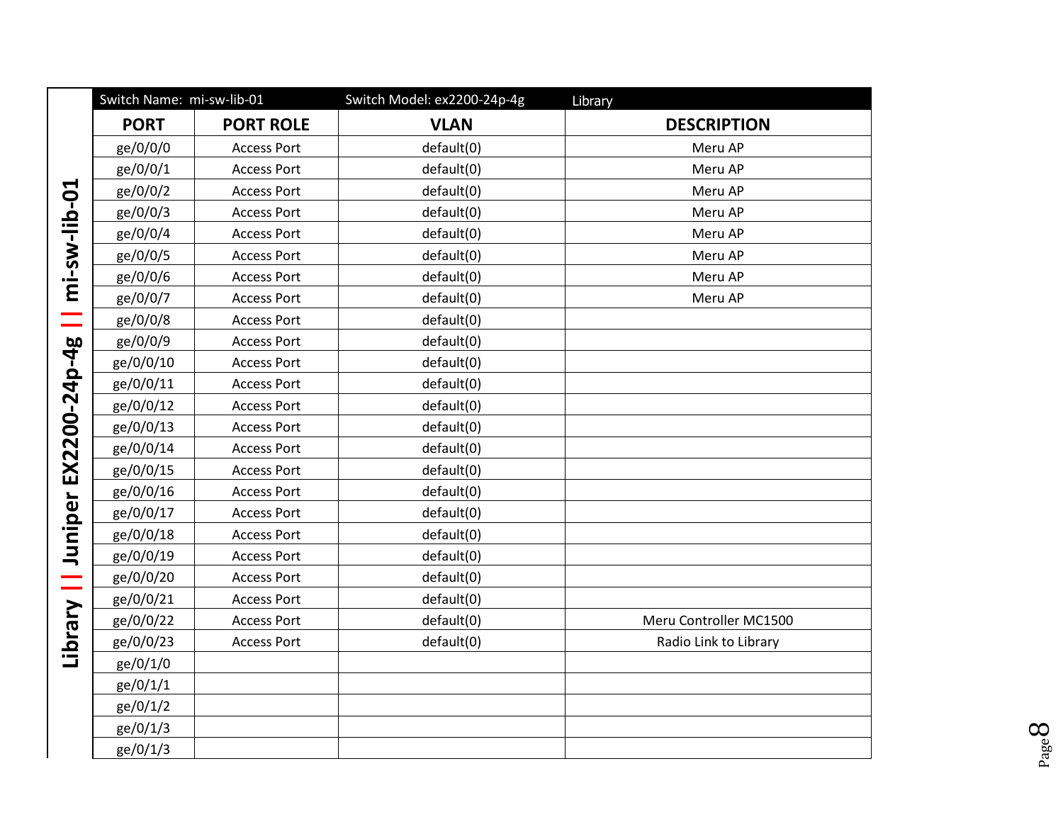Library || Juniper EX2200-24p-4g || mi-sw-lib-01

| Switch Name: mi-sw-lib-01 | | Switch Model: ex2200-24p-4g | Library |
|---|---|---|---|
| **PORT** | **PORT ROLE** | **VLAN** | **DESCRIPTION** |
| ge/0/0/0 | Access Port | default(0) | Meru AP |
| ge/0/0/1 | Access Port | default(0) | Meru AP |
| ge/0/0/2 | Access Port | default(0) | Meru AP |
| ge/0/0/3 | Access Port | default(0) | Meru AP |
| ge/0/0/4 | Access Port | default(0) | Meru AP |
| ge/0/0/5 | Access Port | default(0) | Meru AP |
| ge/0/0/6 | Access Port | default(0) | Meru AP |
| ge/0/0/7 | Access Port | default(0) | Meru AP |
| ge/0/0/8 | Access Port | default(0) | |
| ge/0/0/9 | Access Port | default(0) | |
| ge/0/0/10 | Access Port | default(0) | |
| ge/0/0/11 | Access Port | default(0) | |
| ge/0/0/12 | Access Port | default(0) | |
| ge/0/0/13 | Access Port | default(0) | |
| ge/0/0/14 | Access Port | default(0) | |
| ge/0/0/15 | Access Port | default(0) | |
| ge/0/0/16 | Access Port | default(0) | |
| ge/0/0/17 | Access Port | default(0) | |
| ge/0/0/18 | Access Port | default(0) | |
| ge/0/0/19 | Access Port | default(0) | |
| ge/0/0/20 | Access Port | default(0) | |
| ge/0/0/21 | Access Port | default(0) | |
| ge/0/0/22 | Access Port | default(0) | Meru Controller MC1500 |
| ge/0/0/23 | Access Port | default(0) | Radio Link to Library |
| ge/0/1/0 | | | |
| ge/0/1/1 | | | |
| ge/0/1/2 | | | |
| ge/0/1/3 | | | |
| ge/0/1/3 | | | |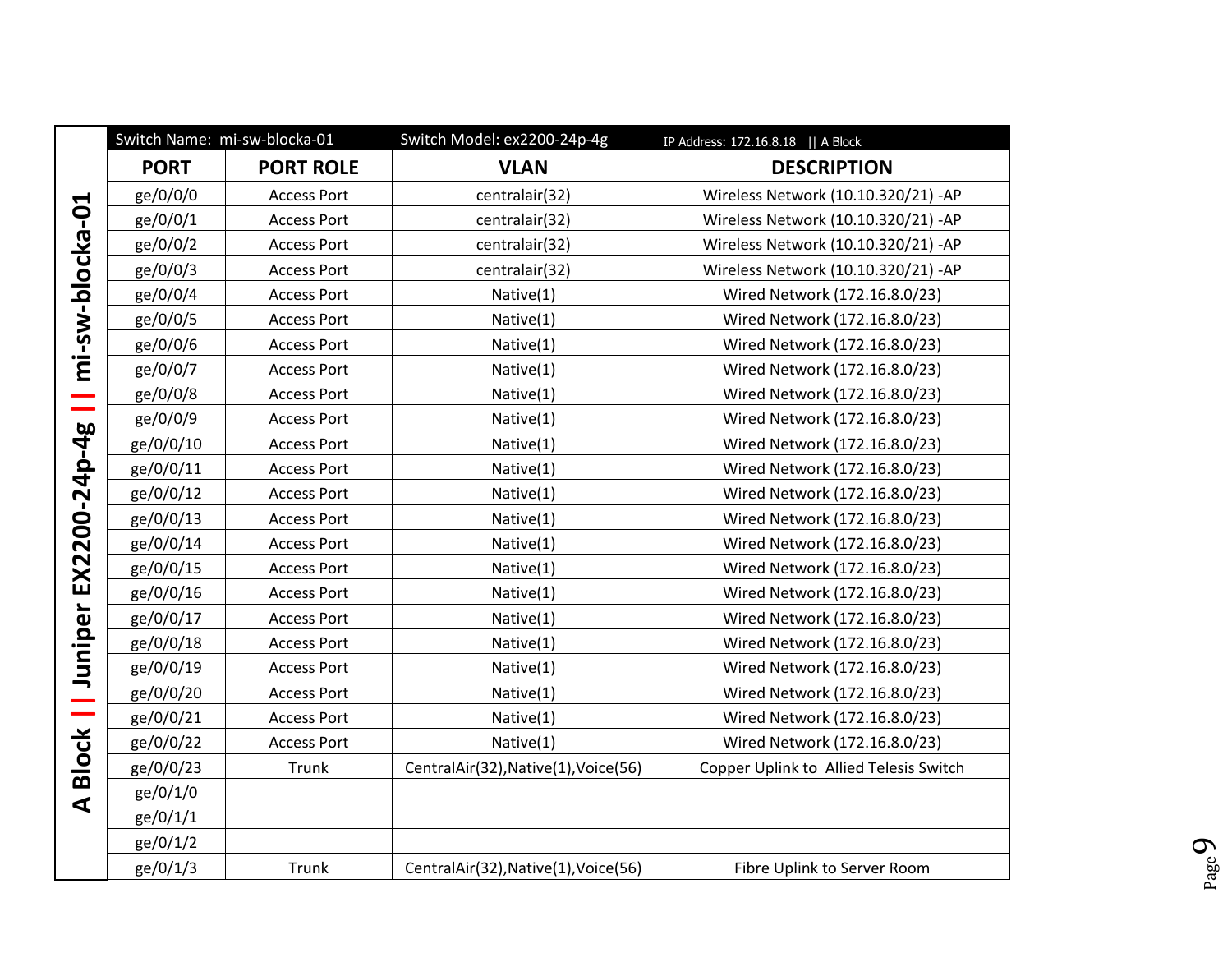## A Block || Juniper EX2200-24p-4g || mi-sw-blocka-01

| Switch Name: mi-sw-blocka-01 | | Switch Model: ex2200-24p-4g | IP Address: 172.16.8.18 \|\| A Block |
|---|---|---|---|
| **PORT** | **PORT ROLE** | **VLAN** | **DESCRIPTION** |
| ge/0/0/0 | Access Port | centralair(32) | Wireless Network (10.10.320/21) -AP |
| ge/0/0/1 | Access Port | centralair(32) | Wireless Network (10.10.320/21) -AP |
| ge/0/0/2 | Access Port | centralair(32) | Wireless Network (10.10.320/21) -AP |
| ge/0/0/3 | Access Port | centralair(32) | Wireless Network (10.10.320/21) -AP |
| ge/0/0/4 | Access Port | Native(1) | Wired Network (172.16.8.0/23) |
| ge/0/0/5 | Access Port | Native(1) | Wired Network (172.16.8.0/23) |
| ge/0/0/6 | Access Port | Native(1) | Wired Network (172.16.8.0/23) |
| ge/0/0/7 | Access Port | Native(1) | Wired Network (172.16.8.0/23) |
| ge/0/0/8 | Access Port | Native(1) | Wired Network (172.16.8.0/23) |
| ge/0/0/9 | Access Port | Native(1) | Wired Network (172.16.8.0/23) |
| ge/0/0/10 | Access Port | Native(1) | Wired Network (172.16.8.0/23) |
| ge/0/0/11 | Access Port | Native(1) | Wired Network (172.16.8.0/23) |
| ge/0/0/12 | Access Port | Native(1) | Wired Network (172.16.8.0/23) |
| ge/0/0/13 | Access Port | Native(1) | Wired Network (172.16.8.0/23) |
| ge/0/0/14 | Access Port | Native(1) | Wired Network (172.16.8.0/23) |
| ge/0/0/15 | Access Port | Native(1) | Wired Network (172.16.8.0/23) |
| ge/0/0/16 | Access Port | Native(1) | Wired Network (172.16.8.0/23) |
| ge/0/0/17 | Access Port | Native(1) | Wired Network (172.16.8.0/23) |
| ge/0/0/18 | Access Port | Native(1) | Wired Network (172.16.8.0/23) |
| ge/0/0/19 | Access Port | Native(1) | Wired Network (172.16.8.0/23) |
| ge/0/0/20 | Access Port | Native(1) | Wired Network (172.16.8.0/23) |
| ge/0/0/21 | Access Port | Native(1) | Wired Network (172.16.8.0/23) |
| ge/0/0/22 | Access Port | Native(1) | Wired Network (172.16.8.0/23) |
| ge/0/0/23 | Trunk | CentralAir(32),Native(1),Voice(56) | Copper Uplink to Allied Telesis Switch |
| ge/0/1/0 | | | |
| ge/0/1/1 | | | |
| ge/0/1/2 | | | |
| ge/0/1/3 | Trunk | CentralAir(32),Native(1),Voice(56) | Fibre Uplink to Server Room |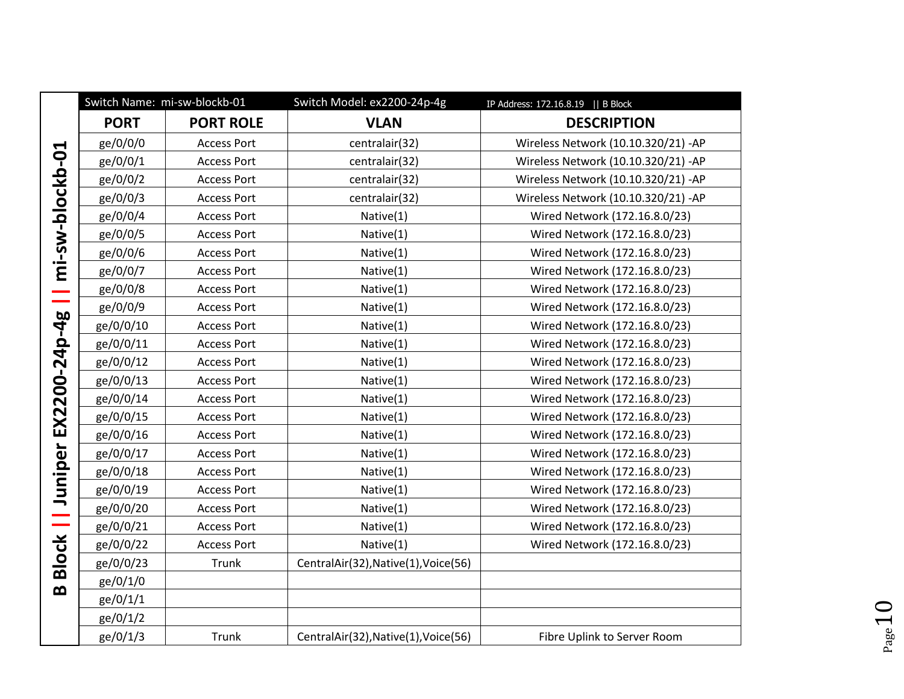## B Block || Juniper EX2200-24p-4g || mi-sw-blockb-01

| Switch Name: mi-sw-blockb-01 | | Switch Model: ex2200-24p-4g | IP Address: 172.16.8.19 \|\| B Block |
|---|---|---|---|
| **PORT** | **PORT ROLE** | **VLAN** | **DESCRIPTION** |
| ge/0/0/0 | Access Port | centralair(32) | Wireless Network (10.10.320/21) -AP |
| ge/0/0/1 | Access Port | centralair(32) | Wireless Network (10.10.320/21) -AP |
| ge/0/0/2 | Access Port | centralair(32) | Wireless Network (10.10.320/21) -AP |
| ge/0/0/3 | Access Port | centralair(32) | Wireless Network (10.10.320/21) -AP |
| ge/0/0/4 | Access Port | Native(1) | Wired Network (172.16.8.0/23) |
| ge/0/0/5 | Access Port | Native(1) | Wired Network (172.16.8.0/23) |
| ge/0/0/6 | Access Port | Native(1) | Wired Network (172.16.8.0/23) |
| ge/0/0/7 | Access Port | Native(1) | Wired Network (172.16.8.0/23) |
| ge/0/0/8 | Access Port | Native(1) | Wired Network (172.16.8.0/23) |
| ge/0/0/9 | Access Port | Native(1) | Wired Network (172.16.8.0/23) |
| ge/0/0/10 | Access Port | Native(1) | Wired Network (172.16.8.0/23) |
| ge/0/0/11 | Access Port | Native(1) | Wired Network (172.16.8.0/23) |
| ge/0/0/12 | Access Port | Native(1) | Wired Network (172.16.8.0/23) |
| ge/0/0/13 | Access Port | Native(1) | Wired Network (172.16.8.0/23) |
| ge/0/0/14 | Access Port | Native(1) | Wired Network (172.16.8.0/23) |
| ge/0/0/15 | Access Port | Native(1) | Wired Network (172.16.8.0/23) |
| ge/0/0/16 | Access Port | Native(1) | Wired Network (172.16.8.0/23) |
| ge/0/0/17 | Access Port | Native(1) | Wired Network (172.16.8.0/23) |
| ge/0/0/18 | Access Port | Native(1) | Wired Network (172.16.8.0/23) |
| ge/0/0/19 | Access Port | Native(1) | Wired Network (172.16.8.0/23) |
| ge/0/0/20 | Access Port | Native(1) | Wired Network (172.16.8.0/23) |
| ge/0/0/21 | Access Port | Native(1) | Wired Network (172.16.8.0/23) |
| ge/0/0/22 | Access Port | Native(1) | Wired Network (172.16.8.0/23) |
| ge/0/0/23 | Trunk | CentralAir(32),Native(1),Voice(56) | |
| ge/0/1/0 | | | |
| ge/0/1/1 | | | |
| ge/0/1/2 | | | |
| ge/0/1/3 | Trunk | CentralAir(32),Native(1),Voice(56) | Fibre Uplink to Server Room |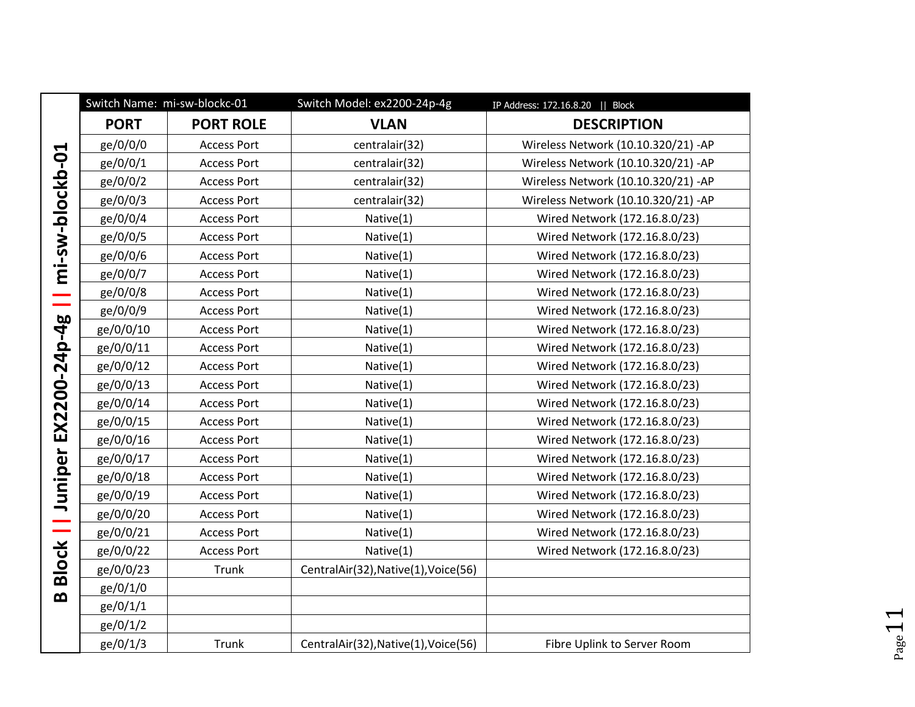**B Block || Juniper EX2200-24p-4g || mi-sw-blockb-01**

| Switch Name: mi-sw-blockc-01 | | Switch Model: ex2200-24p-4g | IP Address: 172.16.8.20 \|\| Block |
|---|---|---|---|
| **PORT** | **PORT ROLE** | **VLAN** | **DESCRIPTION** |
| ge/0/0/0 | Access Port | centralair(32) | Wireless Network (10.10.320/21) -AP |
| ge/0/0/1 | Access Port | centralair(32) | Wireless Network (10.10.320/21) -AP |
| ge/0/0/2 | Access Port | centralair(32) | Wireless Network (10.10.320/21) -AP |
| ge/0/0/3 | Access Port | centralair(32) | Wireless Network (10.10.320/21) -AP |
| ge/0/0/4 | Access Port | Native(1) | Wired Network (172.16.8.0/23) |
| ge/0/0/5 | Access Port | Native(1) | Wired Network (172.16.8.0/23) |
| ge/0/0/6 | Access Port | Native(1) | Wired Network (172.16.8.0/23) |
| ge/0/0/7 | Access Port | Native(1) | Wired Network (172.16.8.0/23) |
| ge/0/0/8 | Access Port | Native(1) | Wired Network (172.16.8.0/23) |
| ge/0/0/9 | Access Port | Native(1) | Wired Network (172.16.8.0/23) |
| ge/0/0/10 | Access Port | Native(1) | Wired Network (172.16.8.0/23) |
| ge/0/0/11 | Access Port | Native(1) | Wired Network (172.16.8.0/23) |
| ge/0/0/12 | Access Port | Native(1) | Wired Network (172.16.8.0/23) |
| ge/0/0/13 | Access Port | Native(1) | Wired Network (172.16.8.0/23) |
| ge/0/0/14 | Access Port | Native(1) | Wired Network (172.16.8.0/23) |
| ge/0/0/15 | Access Port | Native(1) | Wired Network (172.16.8.0/23) |
| ge/0/0/16 | Access Port | Native(1) | Wired Network (172.16.8.0/23) |
| ge/0/0/17 | Access Port | Native(1) | Wired Network (172.16.8.0/23) |
| ge/0/0/18 | Access Port | Native(1) | Wired Network (172.16.8.0/23) |
| ge/0/0/19 | Access Port | Native(1) | Wired Network (172.16.8.0/23) |
| ge/0/0/20 | Access Port | Native(1) | Wired Network (172.16.8.0/23) |
| ge/0/0/21 | Access Port | Native(1) | Wired Network (172.16.8.0/23) |
| ge/0/0/22 | Access Port | Native(1) | Wired Network (172.16.8.0/23) |
| ge/0/0/23 | Trunk | CentralAir(32),Native(1),Voice(56) | |
| ge/0/1/0 | | | |
| ge/0/1/1 | | | |
| ge/0/1/2 | | | |
| ge/0/1/3 | Trunk | CentralAir(32),Native(1),Voice(56) | Fibre Uplink to Server Room |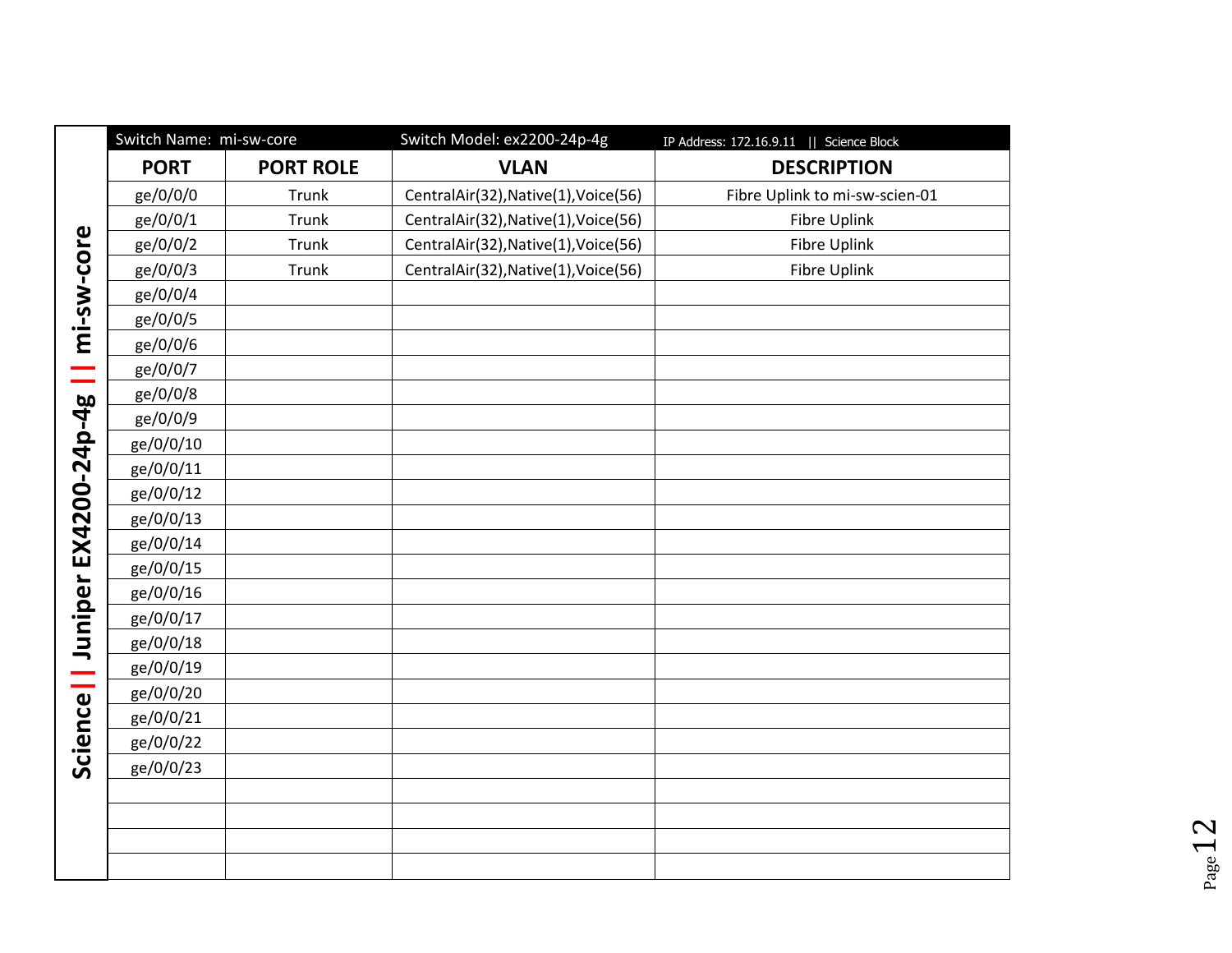**Science || Juniper EX4200-24p-4g || mi-sw-core**

| Switch Name: mi-sw-core | | Switch Model: ex2200-24p-4g | IP Address: 172.16.9.11 \|\| Science Block |
|---|---|---|---|
| **PORT** | **PORT ROLE** | **VLAN** | **DESCRIPTION** |
| ge/0/0/0 | Trunk | CentralAir(32),Native(1),Voice(56) | Fibre Uplink to mi-sw-scien-01 |
| ge/0/0/1 | Trunk | CentralAir(32),Native(1),Voice(56) | Fibre Uplink |
| ge/0/0/2 | Trunk | CentralAir(32),Native(1),Voice(56) | Fibre Uplink |
| ge/0/0/3 | Trunk | CentralAir(32),Native(1),Voice(56) | Fibre Uplink |
| ge/0/0/4 | | | |
| ge/0/0/5 | | | |
| ge/0/0/6 | | | |
| ge/0/0/7 | | | |
| ge/0/0/8 | | | |
| ge/0/0/9 | | | |
| ge/0/0/10 | | | |
| ge/0/0/11 | | | |
| ge/0/0/12 | | | |
| ge/0/0/13 | | | |
| ge/0/0/14 | | | |
| ge/0/0/15 | | | |
| ge/0/0/16 | | | |
| ge/0/0/17 | | | |
| ge/0/0/18 | | | |
| ge/0/0/19 | | | |
| ge/0/0/20 | | | |
| ge/0/0/21 | | | |
| ge/0/0/22 | | | |
| ge/0/0/23 | | | |
| | | | |
| | | | |
| | | | |
| | | | |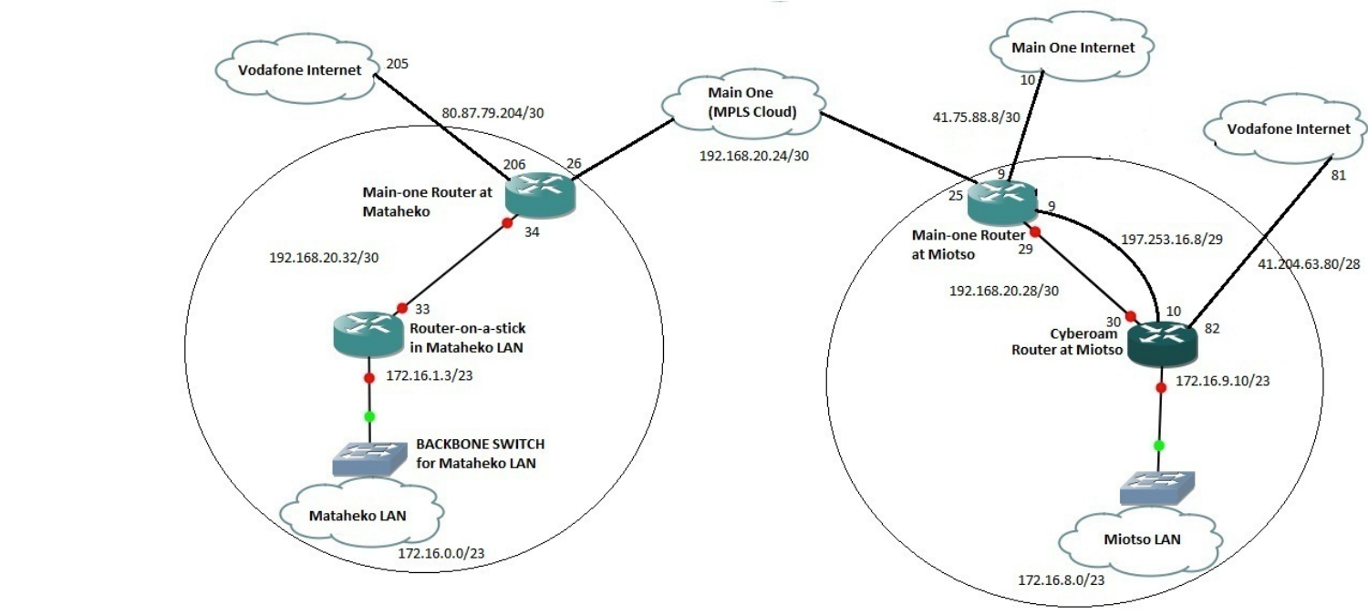Vodafone Internet

205

80.87.79.204/30

206

26

Main-one Router at Mataheko

34

192.168.20.32/30

33

Router-on-a-stick in Mataheko LAN

172.16.1.3/23

BACKBONE SWITCH for Mataheko LAN

Mataheko LAN

172.16.0.0/23

Main One (MPLS Cloud)

192.168.20.24/30

Main One Internet

10

41.75.88.8/30

9

25

9

Main-one Router at Miotso

29

197.253.16.8/29

192.168.20.28/30

30

10

82

Cyberoam Router at Miotso

172.16.9.10/23

Miotso LAN

172.16.8.0/23

Vodafone Internet

81

41.204.63.80/28